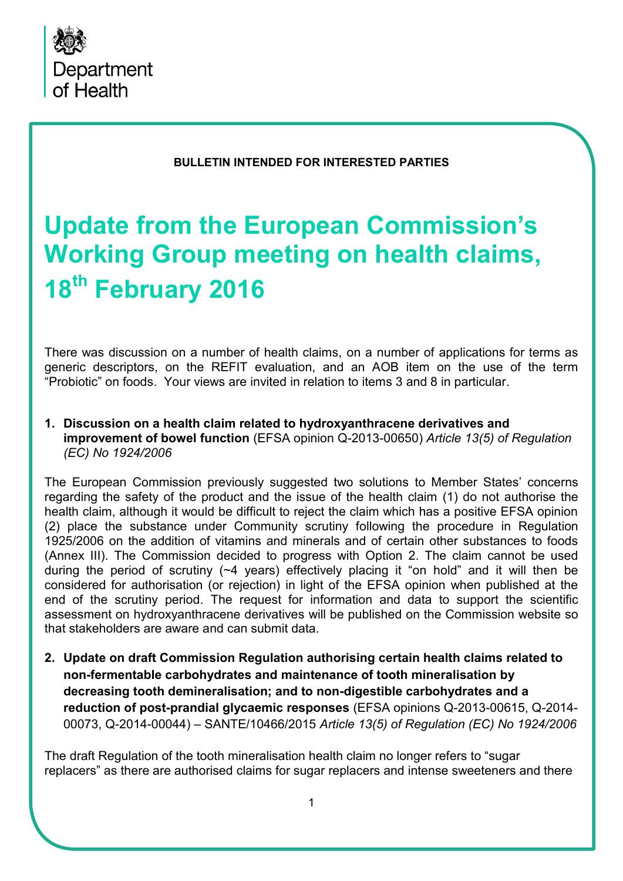Department of Health

**BULLETIN INTENDED FOR INTERESTED PARTIES**

# Update from the European Commission's Working Group meeting on health claims, 18th February 2016

There was discussion on a number of health claims, on a number of applications for terms as generic descriptors, on the REFIT evaluation, and an AOB item on the use of the term "Probiotic" on foods. Your views are invited in relation to items 3 and 8 in particular.

1. **Discussion on a health claim related to hydroxyanthracene derivatives and improvement of bowel function** (EFSA opinion Q-2013-00650) *Article 13(5) of Regulation (EC) No 1924/2006*

The European Commission previously suggested two solutions to Member States' concerns regarding the safety of the product and the issue of the health claim (1) do not authorise the health claim, although it would be difficult to reject the claim which has a positive EFSA opinion (2) place the substance under Community scrutiny following the procedure in Regulation 1925/2006 on the addition of vitamins and minerals and of certain other substances to foods (Annex III). The Commission decided to progress with Option 2. The claim cannot be used during the period of scrutiny (~4 years) effectively placing it "on hold" and it will then be considered for authorisation (or rejection) in light of the EFSA opinion when published at the end of the scrutiny period. The request for information and data to support the scientific assessment on hydroxyanthracene derivatives will be published on the Commission website so that stakeholders are aware and can submit data.

2. **Update on draft Commission Regulation authorising certain health claims related to non-fermentable carbohydrates and maintenance of tooth mineralisation by decreasing tooth demineralisation; and to non-digestible carbohydrates and a reduction of post-prandial glycaemic responses** (EFSA opinions Q-2013-00615, Q-2014-00073, Q-2014-00044) – SANTE/10466/2015 *Article 13(5) of Regulation (EC) No 1924/2006*

The draft Regulation of the tooth mineralisation health claim no longer refers to "sugar replacers" as there are authorised claims for sugar replacers and intense sweeteners and there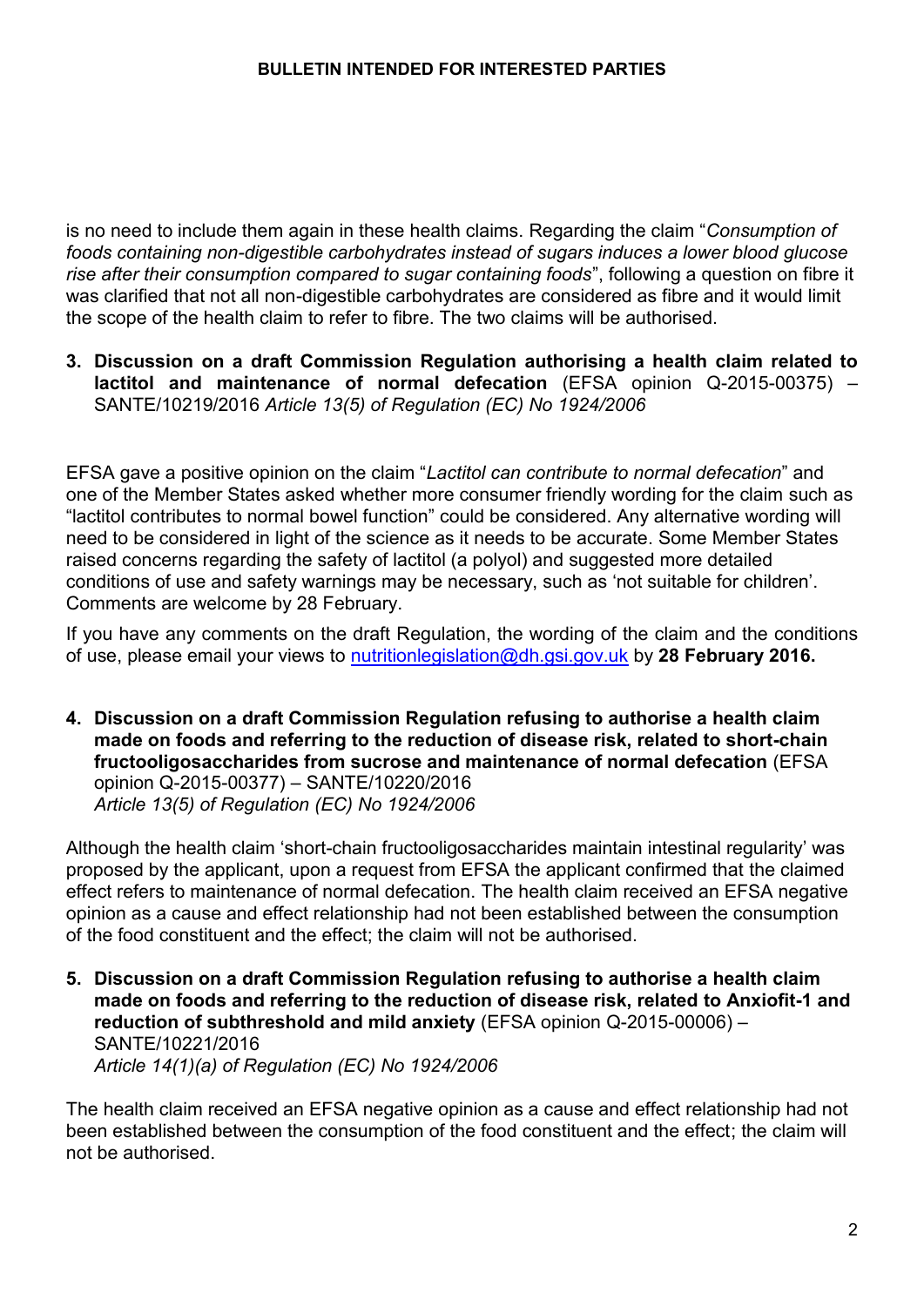is no need to include them again in these health claims. Regarding the claim "*Consumption of foods containing non-digestible carbohydrates instead of sugars induces a lower blood glucose rise after their consumption compared to sugar containing foods*", following a question on fibre it was clarified that not all non-digestible carbohydrates are considered as fibre and it would limit the scope of the health claim to refer to fibre. The two claims will be authorised.

3. **Discussion on a draft Commission Regulation authorising a health claim related to lactitol and maintenance of normal defecation** (EFSA opinion Q-2015-00375) – SANTE/10219/2016 *Article 13(5) of Regulation (EC) No 1924/2006*

EFSA gave a positive opinion on the claim "*Lactitol can contribute to normal defecation*" and one of the Member States asked whether more consumer friendly wording for the claim such as "lactitol contributes to normal bowel function" could be considered. Any alternative wording will need to be considered in light of the science as it needs to be accurate. Some Member States raised concerns regarding the safety of lactitol (a polyol) and suggested more detailed conditions of use and safety warnings may be necessary, such as 'not suitable for children'. Comments are welcome by 28 February.

If you have any comments on the draft Regulation, the wording of the claim and the conditions of use, please email your views to nutritionlegislation@dh.gsi.gov.uk by **28 February 2016.**

4. **Discussion on a draft Commission Regulation refusing to authorise a health claim made on foods and referring to the reduction of disease risk, related to short-chain fructooligosaccharides from sucrose and maintenance of normal defecation** (EFSA opinion Q-2015-00377) – SANTE/10220/2016
*Article 13(5) of Regulation (EC) No 1924/2006*

Although the health claim 'short-chain fructooligosaccharides maintain intestinal regularity' was proposed by the applicant, upon a request from EFSA the applicant confirmed that the claimed effect refers to maintenance of normal defecation. The health claim received an EFSA negative opinion as a cause and effect relationship had not been established between the consumption of the food constituent and the effect; the claim will not be authorised.

5. **Discussion on a draft Commission Regulation refusing to authorise a health claim made on foods and referring to the reduction of disease risk, related to Anxiofit-1 and reduction of subthreshold and mild anxiety** (EFSA opinion Q-2015-00006) – SANTE/10221/2016
*Article 14(1)(a) of Regulation (EC) No 1924/2006*

The health claim received an EFSA negative opinion as a cause and effect relationship had not been established between the consumption of the food constituent and the effect; the claim will not be authorised.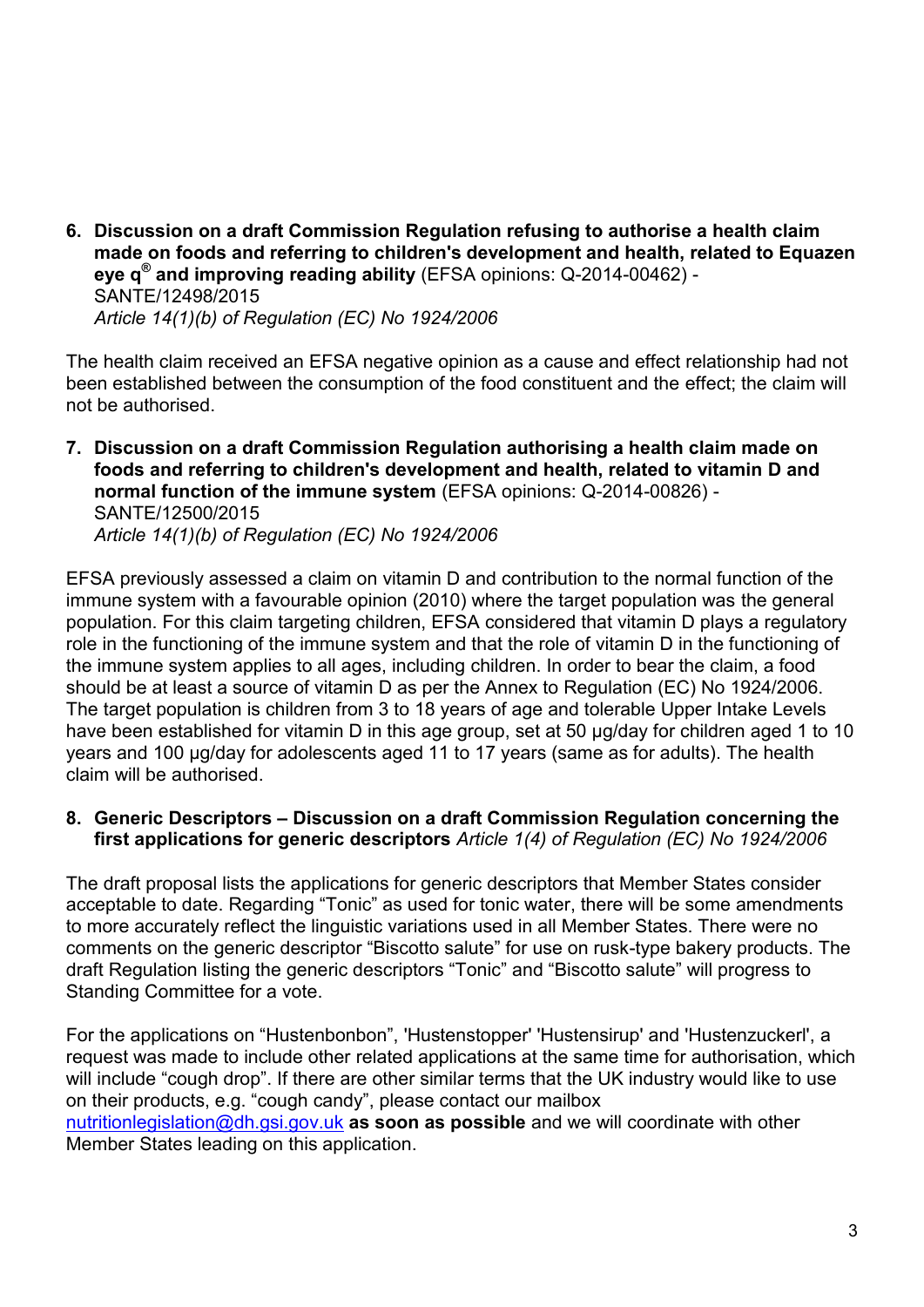6. **Discussion on a draft Commission Regulation refusing to authorise a health claim made on foods and referring to children's development and health, related to Equazen eye q® and improving reading ability** (EFSA opinions: Q-2014-00462) - SANTE/12498/2015
   *Article 14(1)(b) of Regulation (EC) No 1924/2006*

The health claim received an EFSA negative opinion as a cause and effect relationship had not been established between the consumption of the food constituent and the effect; the claim will not be authorised.

7. **Discussion on a draft Commission Regulation authorising a health claim made on foods and referring to children's development and health, related to vitamin D and normal function of the immune system** (EFSA opinions: Q-2014-00826) - SANTE/12500/2015
   *Article 14(1)(b) of Regulation (EC) No 1924/2006*

EFSA previously assessed a claim on vitamin D and contribution to the normal function of the immune system with a favourable opinion (2010) where the target population was the general population. For this claim targeting children, EFSA considered that vitamin D plays a regulatory role in the functioning of the immune system and that the role of vitamin D in the functioning of the immune system applies to all ages, including children. In order to bear the claim, a food should be at least a source of vitamin D as per the Annex to Regulation (EC) No 1924/2006. The target population is children from 3 to 18 years of age and tolerable Upper Intake Levels have been established for vitamin D in this age group, set at 50 µg/day for children aged 1 to 10 years and 100 µg/day for adolescents aged 11 to 17 years (same as for adults). The health claim will be authorised.

8. **Generic Descriptors – Discussion on a draft Commission Regulation concerning the first applications for generic descriptors** *Article 1(4) of Regulation (EC) No 1924/2006*

The draft proposal lists the applications for generic descriptors that Member States consider acceptable to date. Regarding "Tonic" as used for tonic water, there will be some amendments to more accurately reflect the linguistic variations used in all Member States. There were no comments on the generic descriptor "Biscotto salute" for use on rusk-type bakery products. The draft Regulation listing the generic descriptors "Tonic" and "Biscotto salute" will progress to Standing Committee for a vote.

For the applications on "Hustenbonbon", 'Hustenstopper' 'Hustensirup' and 'Hustenzuckerl', a request was made to include other related applications at the same time for authorisation, which will include "cough drop". If there are other similar terms that the UK industry would like to use on their products, e.g. "cough candy", please contact our mailbox nutritionlegislation@dh.gsi.gov.uk **as soon as possible** and we will coordinate with other Member States leading on this application.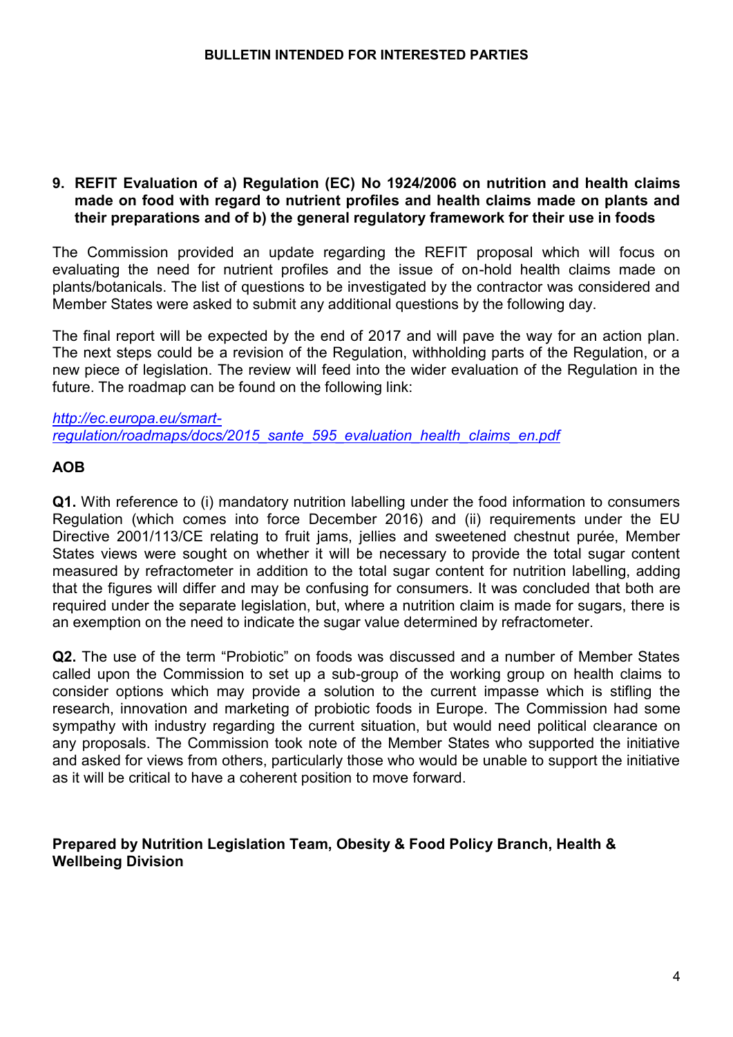**BULLETIN INTENDED FOR INTERESTED PARTIES**

## 9. REFIT Evaluation of a) Regulation (EC) No 1924/2006 on nutrition and health claims made on food with regard to nutrient profiles and health claims made on plants and their preparations and of b) the general regulatory framework for their use in foods

The Commission provided an update regarding the REFIT proposal which will focus on evaluating the need for nutrient profiles and the issue of on-hold health claims made on plants/botanicals. The list of questions to be investigated by the contractor was considered and Member States were asked to submit any additional questions by the following day.

The final report will be expected by the end of 2017 and will pave the way for an action plan. The next steps could be a revision of the Regulation, withholding parts of the Regulation, or a new piece of legislation. The review will feed into the wider evaluation of the Regulation in the future. The roadmap can be found on the following link:

*http://ec.europa.eu/smart-regulation/roadmaps/docs/2015_sante_595_evaluation_health_claims_en.pdf*

## AOB

**Q1.** With reference to (i) mandatory nutrition labelling under the food information to consumers Regulation (which comes into force December 2016) and (ii) requirements under the EU Directive 2001/113/CE relating to fruit jams, jellies and sweetened chestnut purée, Member States views were sought on whether it will be necessary to provide the total sugar content measured by refractometer in addition to the total sugar content for nutrition labelling, adding that the figures will differ and may be confusing for consumers. It was concluded that both are required under the separate legislation, but, where a nutrition claim is made for sugars, there is an exemption on the need to indicate the sugar value determined by refractometer.

**Q2.** The use of the term "Probiotic" on foods was discussed and a number of Member States called upon the Commission to set up a sub-group of the working group on health claims to consider options which may provide a solution to the current impasse which is stifling the research, innovation and marketing of probiotic foods in Europe. The Commission had some sympathy with industry regarding the current situation, but would need political clearance on any proposals. The Commission took note of the Member States who supported the initiative and asked for views from others, particularly those who would be unable to support the initiative as it will be critical to have a coherent position to move forward.

**Prepared by Nutrition Legislation Team, Obesity & Food Policy Branch, Health & Wellbeing Division**